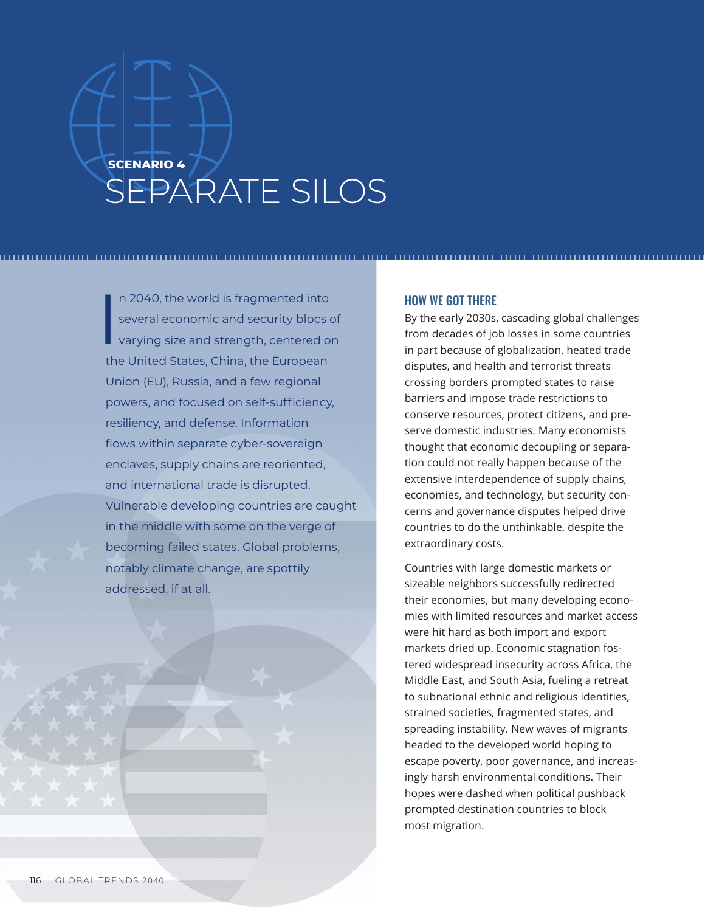**SCENARIO 4**

# SEPARATE SILOS

In 2040, the world is fragmented into several economic and security blocs of varying size and strength, centered on the United States, China, the European Union (EU), Russia, and a few regional powers, and focused on self-sufficiency, resiliency, and defense. Information flows within separate cyber-sovereign enclaves, supply chains are reoriented, and international trade is disrupted. Vulnerable developing countries are caught in the middle with some on the verge of becoming failed states. Global problems, notably climate change, are spottily addressed, if at all.

## HOW WE GOT THERE

By the early 2030s, cascading global challenges from decades of job losses in some countries in part because of globalization, heated trade disputes, and health and terrorist threats crossing borders prompted states to raise barriers and impose trade restrictions to conserve resources, protect citizens, and preserve domestic industries. Many economists thought that economic decoupling or separation could not really happen because of the extensive interdependence of supply chains, economies, and technology, but security concerns and governance disputes helped drive countries to do the unthinkable, despite the extraordinary costs.

Countries with large domestic markets or sizeable neighbors successfully redirected their economies, but many developing economies with limited resources and market access were hit hard as both import and export markets dried up. Economic stagnation fostered widespread insecurity across Africa, the Middle East, and South Asia, fueling a retreat to subnational ethnic and religious identities, strained societies, fragmented states, and spreading instability. New waves of migrants headed to the developed world hoping to escape poverty, poor governance, and increasingly harsh environmental conditions. Their hopes were dashed when political pushback prompted destination countries to block most migration.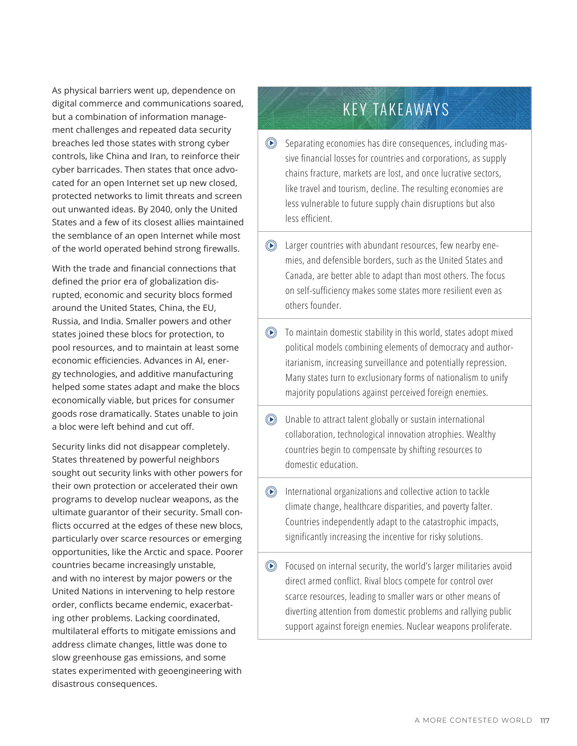As physical barriers went up, dependence on digital commerce and communications soared, but a combination of information management challenges and repeated data security breaches led those states with strong cyber controls, like China and Iran, to reinforce their cyber barricades. Then states that once advocated for an open Internet set up new closed, protected networks to limit threats and screen out unwanted ideas. By 2040, only the United States and a few of its closest allies maintained the semblance of an open Internet while most of the world operated behind strong firewalls.

With the trade and financial connections that defined the prior era of globalization disrupted, economic and security blocs formed around the United States, China, the EU, Russia, and India. Smaller powers and other states joined these blocs for protection, to pool resources, and to maintain at least some economic efficiencies. Advances in AI, energy technologies, and additive manufacturing helped some states adapt and make the blocs economically viable, but prices for consumer goods rose dramatically. States unable to join a bloc were left behind and cut off.

Security links did not disappear completely. States threatened by powerful neighbors sought out security links with other powers for their own protection or accelerated their own programs to develop nuclear weapons, as the ultimate guarantor of their security. Small conflicts occurred at the edges of these new blocs, particularly over scarce resources or emerging opportunities, like the Arctic and space. Poorer countries became increasingly unstable, and with no interest by major powers or the United Nations in intervening to help restore order, conflicts became endemic, exacerbating other problems. Lacking coordinated, multilateral efforts to mitigate emissions and address climate changes, little was done to slow greenhouse gas emissions, and some states experimented with geoengineering with disastrous consequences.

## KEY TAKEAWAYS

- Separating economies has dire consequences, including massive financial losses for countries and corporations, as supply chains fracture, markets are lost, and once lucrative sectors, like travel and tourism, decline. The resulting economies are less vulnerable to future supply chain disruptions but also less efficient.
- Larger countries with abundant resources, few nearby enemies, and defensible borders, such as the United States and Canada, are better able to adapt than most others. The focus on self-sufficiency makes some states more resilient even as others founder.
- To maintain domestic stability in this world, states adopt mixed political models combining elements of democracy and authoritarianism, increasing surveillance and potentially repression. Many states turn to exclusionary forms of nationalism to unify majority populations against perceived foreign enemies.
- Unable to attract talent globally or sustain international collaboration, technological innovation atrophies. Wealthy countries begin to compensate by shifting resources to domestic education.
- International organizations and collective action to tackle climate change, healthcare disparities, and poverty falter. Countries independently adapt to the catastrophic impacts, significantly increasing the incentive for risky solutions.
- Focused on internal security, the world's larger militaries avoid direct armed conflict. Rival blocs compete for control over scarce resources, leading to smaller wars or other means of diverting attention from domestic problems and rallying public support against foreign enemies. Nuclear weapons proliferate.